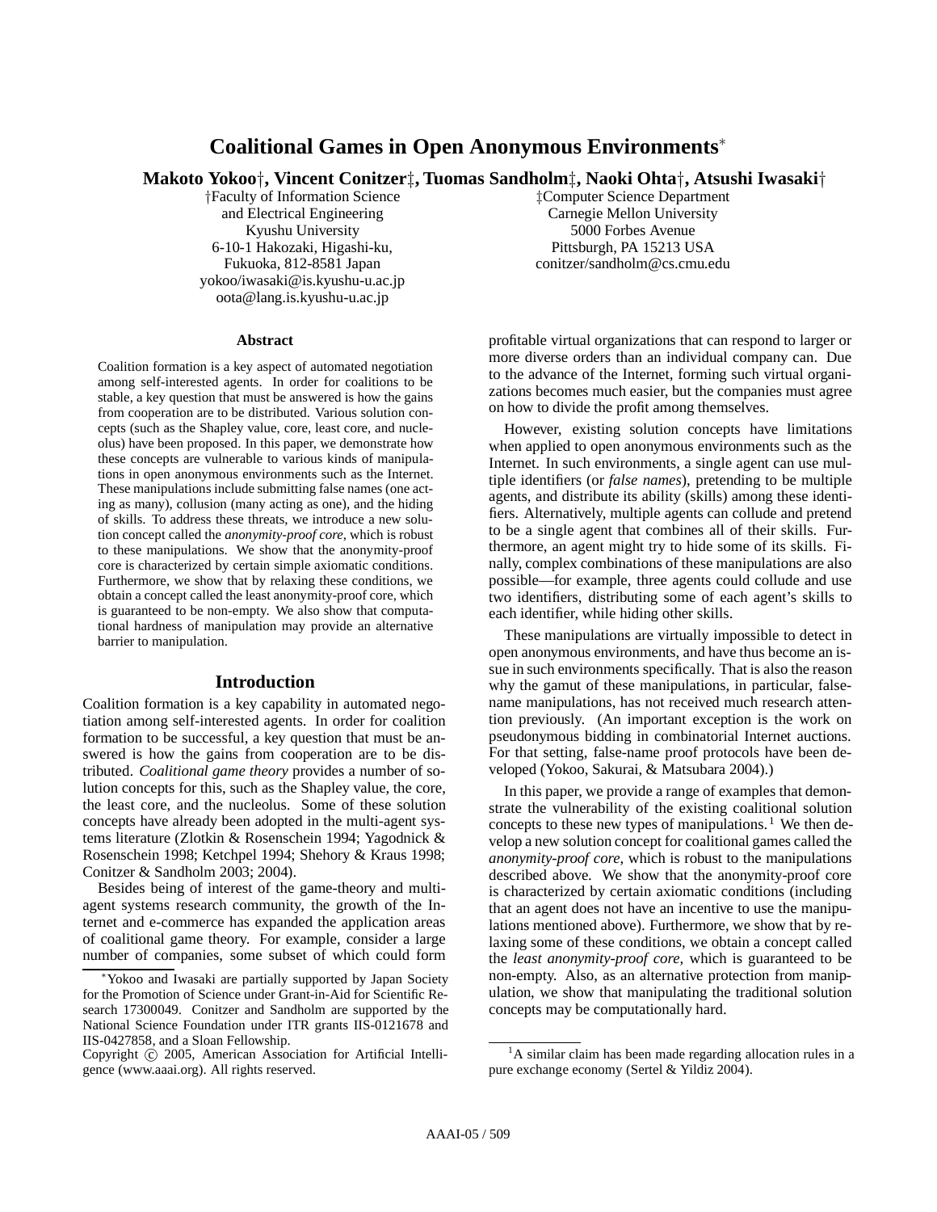# Coalitional Games in Open Anonymous Environments*

**Makoto Yokoo†, Vincent Conitzer‡, Tuomas Sandholm‡, Naoki Ohta†, Atsushi Iwasaki†**

†Faculty of Information Science and Electrical Engineering
Kyushu University
6-10-1 Hakozaki, Higashi-ku,
Fukuoka, 812-8581 Japan
yokoo/iwasaki@is.kyushu-u.ac.jp
oota@lang.is.kyushu-u.ac.jp

‡Computer Science Department
Carnegie Mellon University
5000 Forbes Avenue
Pittsburgh, PA 15213 USA
conitzer/sandholm@cs.cmu.edu

### Abstract

Coalition formation is a key aspect of automated negotiation among self-interested agents. In order for coalitions to be stable, a key question that must be answered is how the gains from cooperation are to be distributed. Various solution concepts (such as the Shapley value, core, least core, and nucleolus) have been proposed. In this paper, we demonstrate how these concepts are vulnerable to various kinds of manipulations in open anonymous environments such as the Internet. These manipulations include submitting false names (one acting as many), collusion (many acting as one), and the hiding of skills. To address these threats, we introduce a new solution concept called the *anonymity-proof core*, which is robust to these manipulations. We show that the anonymity-proof core is characterized by certain simple axiomatic conditions. Furthermore, we show that by relaxing these conditions, we obtain a concept called the least anonymity-proof core, which is guaranteed to be non-empty. We also show that computational hardness of manipulation may provide an alternative barrier to manipulation.

## Introduction

Coalition formation is a key capability in automated negotiation among self-interested agents. In order for coalition formation to be successful, a key question that must be answered is how the gains from cooperation are to be distributed. *Coalitional game theory* provides a number of solution concepts for this, such as the Shapley value, the core, the least core, and the nucleolus. Some of these solution concepts have already been adopted in the multi-agent systems literature (Zlotkin & Rosenschein 1994; Yagodnick & Rosenschein 1998; Ketchpel 1994; Shehory & Kraus 1998; Conitzer & Sandholm 2003; 2004).

Besides being of interest of the game-theory and multi-agent systems research community, the growth of the Internet and e-commerce has expanded the application areas of coalitional game theory. For example, consider a large number of companies, some subset of which could form profitable virtual organizations that can respond to larger or more diverse orders than an individual company can. Due to the advance of the Internet, forming such virtual organizations becomes much easier, but the companies must agree on how to divide the profit among themselves.

However, existing solution concepts have limitations when applied to open anonymous environments such as the Internet. In such environments, a single agent can use multiple identifiers (or *false names*), pretending to be multiple agents, and distribute its ability (skills) among these identifiers. Alternatively, multiple agents can collude and pretend to be a single agent that combines all of their skills. Furthermore, an agent might try to hide some of its skills. Finally, complex combinations of these manipulations are also possible—for example, three agents could collude and use two identifiers, distributing some of each agent's skills to each identifier, while hiding other skills.

These manipulations are virtually impossible to detect in open anonymous environments, and have thus become an issue in such environments specifically. That is also the reason why the gamut of these manipulations, in particular, false-name manipulations, has not received much research attention previously. (An important exception is the work on pseudonymous bidding in combinatorial Internet auctions. For that setting, false-name proof protocols have been developed (Yokoo, Sakurai, & Matsubara 2004).)

In this paper, we provide a range of examples that demonstrate the vulnerability of the existing coalitional solution concepts to these new types of manipulations.[1] We then develop a new solution concept for coalitional games called the *anonymity-proof core*, which is robust to the manipulations described above. We show that the anonymity-proof core is characterized by certain axiomatic conditions (including that an agent does not have an incentive to use the manipulations mentioned above). Furthermore, we show that by relaxing some of these conditions, we obtain a concept called the *least anonymity-proof core*, which is guaranteed to be non-empty. Also, as an alternative protection from manipulation, we show that manipulating the traditional solution concepts may be computationally hard.

---

*Yokoo and Iwasaki are partially supported by Japan Society for the Promotion of Science under Grant-in-Aid for Scientific Research 17300049. Conitzer and Sandholm are supported by the National Science Foundation under ITR grants IIS-0121678 and IIS-0427858, and a Sloan Fellowship.

Copyright © 2005, American Association for Artificial Intelligence (www.aaai.org). All rights reserved.

[1] A similar claim has been made regarding allocation rules in a pure exchange economy (Sertel & Yildiz 2004).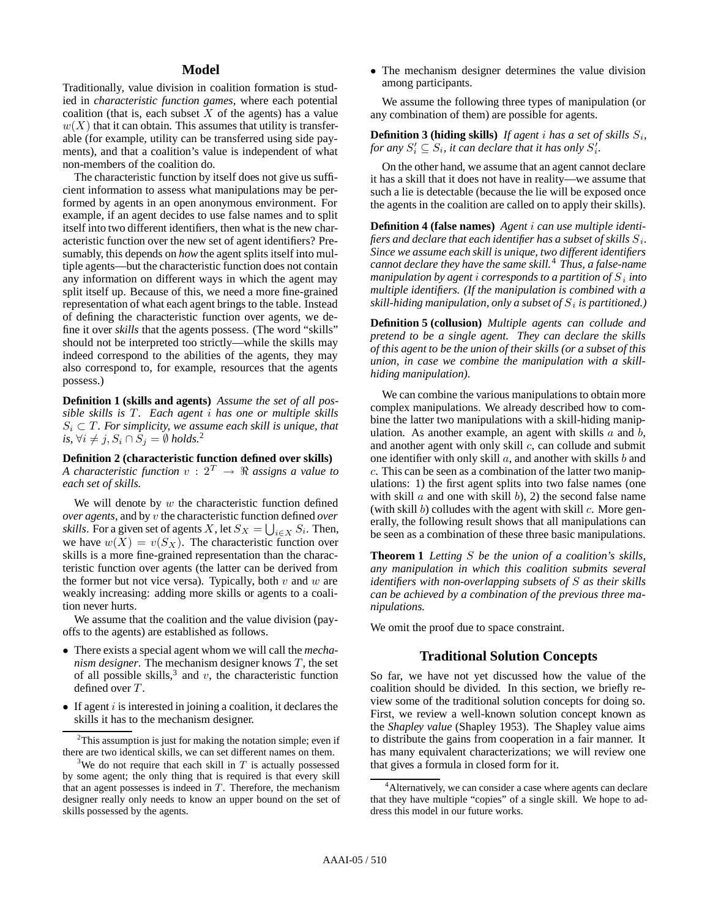## Model

Traditionally, value division in coalition formation is studied in *characteristic function games*, where each potential coalition (that is, each subset $X$ of the agents) has a value $w(X)$ that it can obtain. This assumes that utility is transferable (for example, utility can be transferred using side payments), and that a coalition's value is independent of what non-members of the coalition do.

The characteristic function by itself does not give us sufficient information to assess what manipulations may be performed by agents in an open anonymous environment. For example, if an agent decides to use false names and to split itself into two different identifiers, then what is the new characteristic function over the new set of agent identifiers? Presumably, this depends on *how* the agent splits itself into multiple agents—but the characteristic function does not contain any information on different ways in which the agent may split itself up. Because of this, we need a more fine-grained representation of what each agent brings to the table. Instead of defining the characteristic function over agents, we define it over *skills* that the agents possess. (The word "skills" should not be interpreted too strictly—while the skills may indeed correspond to the abilities of the agents, they may also correspond to, for example, resources that the agents possess.)

**Definition 1 (skills and agents)** *Assume the set of all possible skills is $T$. Each agent $i$ has one or multiple skills $S_i \subset T$. For simplicity, we assume each skill is unique, that is, $\forall i \neq j, S_i \cap S_j = \emptyset$ holds.*[2]

**Definition 2 (characteristic function defined over skills)** *A characteristic function $v : 2^T \rightarrow \Re$ assigns a value to each set of skills.*

We will denote by $w$ the characteristic function defined *over agents*, and by $v$ the characteristic function defined *over skills*. For a given set of agents $X$, let $S_X = \bigcup_{i \in X} S_i$. Then, we have $w(X) = v(S_X)$. The characteristic function over skills is a more fine-grained representation than the characteristic function over agents (the latter can be derived from the former but not vice versa). Typically, both $v$ and $w$ are weakly increasing: adding more skills or agents to a coalition never hurts.

We assume that the coalition and the value division (payoffs to the agents) are established as follows.

- There exists a special agent whom we will call the *mechanism designer*. The mechanism designer knows $T$, the set of all possible skills,[3] and $v$, the characteristic function defined over $T$.
- If agent $i$ is interested in joining a coalition, it declares the skills it has to the mechanism designer.
- The mechanism designer determines the value division among participants.

We assume the following three types of manipulation (or any combination of them) are possible for agents.

**Definition 3 (hiding skills)** *If agent $i$ has a set of skills $S_i$, for any $S'_i \subseteq S_i$, it can declare that it has only $S'_i$.*

On the other hand, we assume that an agent cannot declare it has a skill that it does not have in reality—we assume that such a lie is detectable (because the lie will be exposed once the agents in the coalition are called on to apply their skills).

**Definition 4 (false names)** *Agent $i$ can use multiple identifiers and declare that each identifier has a subset of skills $S_i$. Since we assume each skill is unique, two different identifiers cannot declare they have the same skill.*[4] *Thus, a false-name manipulation by agent $i$ corresponds to a partition of $S_i$ into multiple identifiers. (If the manipulation is combined with a skill-hiding manipulation, only a subset of $S_i$ is partitioned.)*

**Definition 5 (collusion)** *Multiple agents can collude and pretend to be a single agent. They can declare the skills of this agent to be the union of their skills (or a subset of this union, in case we combine the manipulation with a skill-hiding manipulation).*

We can combine the various manipulations to obtain more complex manipulations. We already described how to combine the latter two manipulations with a skill-hiding manipulation. As another example, an agent with skills $a$ and $b$, and another agent with only skill $c$, can collude and submit one identifier with only skill $a$, and another with skills $b$ and $c$. This can be seen as a combination of the latter two manipulations: 1) the first agent splits into two false names (one with skill $a$ and one with skill $b$), 2) the second false name (with skill $b$) colludes with the agent with skill $c$. More generally, the following result shows that all manipulations can be seen as a combination of these three basic manipulations.

**Theorem 1** *Letting $S$ be the union of a coalition's skills, any manipulation in which this coalition submits several identifiers with non-overlapping subsets of $S$ as their skills can be achieved by a combination of the previous three manipulations.*

We omit the proof due to space constraint.

## Traditional Solution Concepts

So far, we have not yet discussed how the value of the coalition should be divided. In this section, we briefly review some of the traditional solution concepts for doing so. First, we review a well-known solution concept known as the *Shapley value* (Shapley 1953). The Shapley value aims to distribute the gains from cooperation in a fair manner. It has many equivalent characterizations; we will review one that gives a formula in closed form for it.

---

[2] This assumption is just for making the notation simple; even if there are two identical skills, we can set different names on them.

[3] We do not require that each skill in $T$ is actually possessed by some agent; the only thing that is required is that every skill that an agent possesses is indeed in $T$. Therefore, the mechanism designer really only needs to know an upper bound on the set of skills possessed by the agents.

[4] Alternatively, we can consider a case where agents can declare that they have multiple "copies" of a single skill. We hope to address this model in our future works.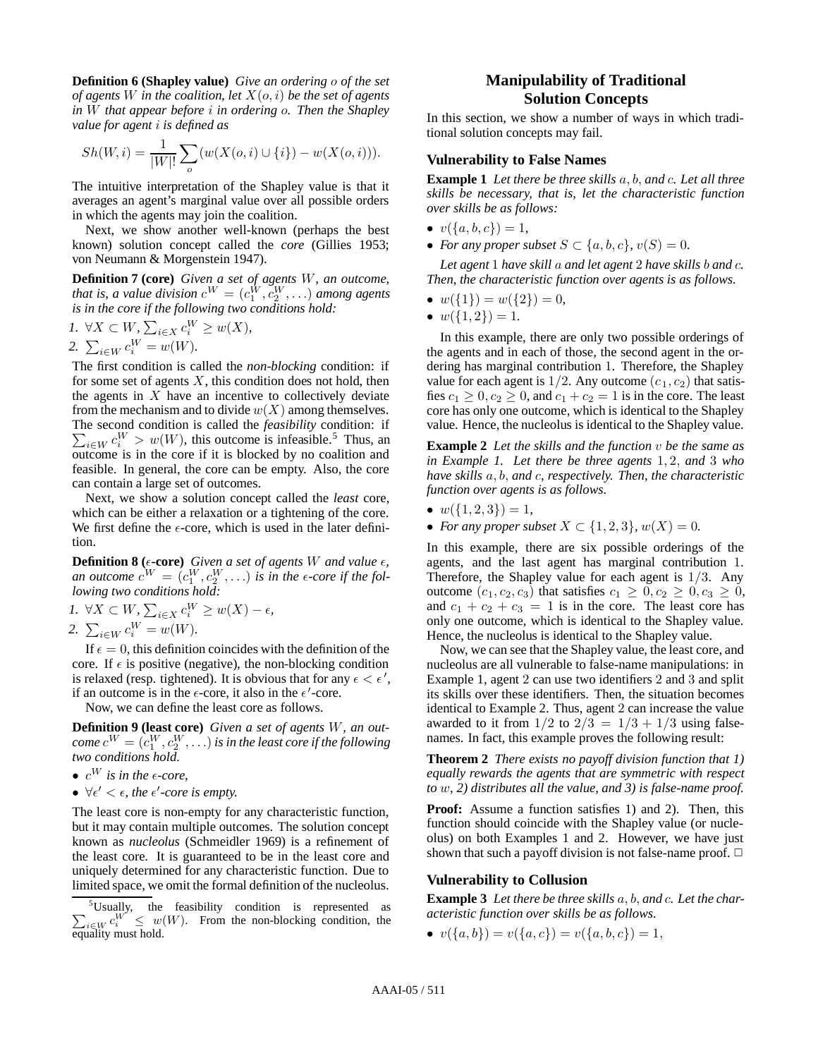**Definition 6 (Shapley value)** *Give an ordering $o$ of the set of agents $W$ in the coalition, let $X(o, i)$ be the set of agents in $W$ that appear before $i$ in ordering $o$. Then the Shapley value for agent $i$ is defined as*

$$Sh(W, i) = \frac{1}{|W|!} \sum_{o} (w(X(o, i) \cup \{i\}) - w(X(o, i))).$$

The intuitive interpretation of the Shapley value is that it averages an agent's marginal value over all possible orders in which the agents may join the coalition.

Next, we show another well-known (perhaps the best known) solution concept called the *core* (Gillies 1953; von Neumann & Morgenstein 1947).

**Definition 7 (core)** *Given a set of agents $W$, an outcome, that is, a value division $c^W = (c_1^W, c_2^W, \ldots)$ among agents is in the core if the following two conditions hold:*

1. $\forall X \subset W, \sum_{i \in X} c_i^W \geq w(X)$,
2. $\sum_{i \in W} c_i^W = w(W)$.

The first condition is called the *non-blocking* condition: if for some set of agents $X$, this condition does not hold, then the agents in $X$ have an incentive to collectively deviate from the mechanism and to divide $w(X)$ among themselves. The second condition is called the *feasibility* condition: if $\sum_{i \in W} c_i^W > w(W)$, this outcome is infeasible.[5] Thus, an outcome is in the core if it is blocked by no coalition and feasible. In general, the core can be empty. Also, the core can contain a large set of outcomes.

Next, we show a solution concept called the *least* core, which can be either a relaxation or a tightening of the core. We first define the $\epsilon$-core, which is used in the later definition.

**Definition 8 ($\epsilon$-core)** *Given a set of agents $W$ and value $\epsilon$, an outcome $c^W = (c_1^W, c_2^W, \ldots)$ is in the $\epsilon$-core if the following two conditions hold:*

1. $\forall X \subset W, \sum_{i \in X} c_i^W \geq w(X) - \epsilon$,
2. $\sum_{i \in W} c_i^W = w(W)$.

If $\epsilon = 0$, this definition coincides with the definition of the core. If $\epsilon$ is positive (negative), the non-blocking condition is relaxed (resp. tightened). It is obvious that for any $\epsilon < \epsilon'$, if an outcome is in the $\epsilon$-core, it also in the $\epsilon'$-core.

Now, we can define the least core as follows.

**Definition 9 (least core)** *Given a set of agents $W$, an outcome $c^W = (c_1^W, c_2^W, \ldots)$ is in the least core if the following two conditions hold.*

- *$c^W$ is in the $\epsilon$-core,*
- *$\forall \epsilon' < \epsilon$, the $\epsilon'$-core is empty.*

The least core is non-empty for any characteristic function, but it may contain multiple outcomes. The solution concept known as *nucleolus* (Schmeidler 1969) is a refinement of the least core. It is guaranteed to be in the least core and uniquely determined for any characteristic function. Due to limited space, we omit the formal definition of the nucleolus.

[5] Usually, the feasibility condition is represented as $\sum_{i \in W} c_i^W \leq w(W)$. From the non-blocking condition, the equality must hold.

## Manipulability of Traditional Solution Concepts

In this section, we show a number of ways in which traditional solution concepts may fail.

### Vulnerability to False Names

**Example 1** *Let there be three skills $a, b,$ and $c$. Let all three skills be necessary, that is, let the characteristic function over skills be as follows:*

- $v(\{a, b, c\}) = 1$,
- *For any proper subset $S \subset \{a, b, c\}$, $v(S) = 0$.*

*Let agent 1 have skill $a$ and let agent 2 have skills $b$ and $c$. Then, the characteristic function over agents is as follows.*

- $w(\{1\}) = w(\{2\}) = 0$,
- $w(\{1, 2\}) = 1$.

In this example, there are only two possible orderings of the agents and in each of those, the second agent in the ordering has marginal contribution 1. Therefore, the Shapley value for each agent is $1/2$. Any outcome $(c_1, c_2)$ that satisfies $c_1 \geq 0, c_2 \geq 0$, and $c_1 + c_2 = 1$ is in the core. The least core has only one outcome, which is identical to the Shapley value. Hence, the nucleolus is identical to the Shapley value.

**Example 2** *Let the skills and the function $v$ be the same as in Example 1. Let there be three agents $1, 2,$ and $3$ who have skills $a, b,$ and $c$, respectively. Then, the characteristic function over agents is as follows.*

- $w(\{1, 2, 3\}) = 1$,
- *For any proper subset $X \subset \{1, 2, 3\}$, $w(X) = 0$.*

In this example, there are six possible orderings of the agents, and the last agent has marginal contribution 1. Therefore, the Shapley value for each agent is $1/3$. Any outcome $(c_1, c_2, c_3)$ that satisfies $c_1 \geq 0, c_2 \geq 0, c_3 \geq 0$, and $c_1 + c_2 + c_3 = 1$ is in the core. The least core has only one outcome, which is identical to the Shapley value. Hence, the nucleolus is identical to the Shapley value.

Now, we can see that the Shapley value, the least core, and nucleolus are all vulnerable to false-name manipulations: in Example 1, agent 2 can use two identifiers 2 and 3 and split its skills over these identifiers. Then, the situation becomes identical to Example 2. Thus, agent 2 can increase the value awarded to it from $1/2$ to $2/3 = 1/3 + 1/3$ using false-names. In fact, this example proves the following result:

**Theorem 2** *There exists no payoff division function that 1) equally rewards the agents that are symmetric with respect to $w$, 2) distributes all the value, and 3) is false-name proof.*

**Proof:** Assume a function satisfies 1) and 2). Then, this function should coincide with the Shapley value (or nucleolus) on both Examples 1 and 2. However, we have just shown that such a payoff division is not false-name proof. □

### Vulnerability to Collusion

**Example 3** *Let there be three skills $a, b,$ and $c$. Let the characteristic function over skills be as follows.*

- $v(\{a, b\}) = v(\{a, c\}) = v(\{a, b, c\}) = 1$,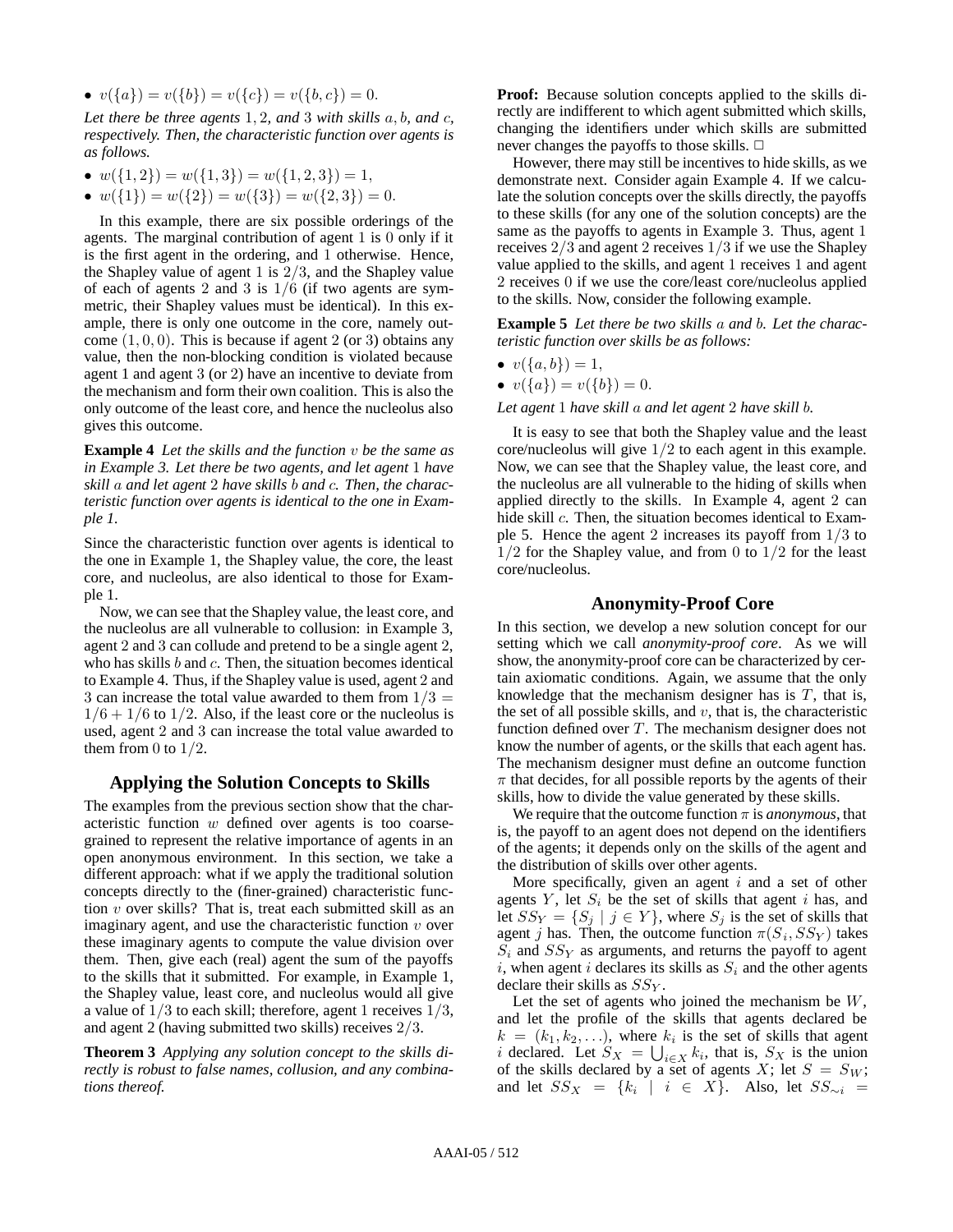- $v(\{a\}) = v(\{b\}) = v(\{c\}) = v(\{b, c\}) = 0$.

*Let there be three agents* $1, 2$*, and* $3$ *with skills* $a, b$*, and* $c$*, respectively. Then, the characteristic function over agents is as follows.*

- $w(\{1, 2\}) = w(\{1, 3\}) = w(\{1, 2, 3\}) = 1$,
- $w(\{1\}) = w(\{2\}) = w(\{3\}) = w(\{2, 3\}) = 0$.

In this example, there are six possible orderings of the agents. The marginal contribution of agent 1 is 0 only if it is the first agent in the ordering, and 1 otherwise. Hence, the Shapley value of agent 1 is $2/3$, and the Shapley value of each of agents 2 and 3 is $1/6$ (if two agents are symmetric, their Shapley values must be identical). In this example, there is only one outcome in the core, namely outcome $(1, 0, 0)$. This is because if agent 2 (or 3) obtains any value, then the non-blocking condition is violated because agent 1 and agent 3 (or 2) have an incentive to deviate from the mechanism and form their own coalition. This is also the only outcome of the least core, and hence the nucleolus also gives this outcome.

**Example 4** *Let the skills and the function* $v$ *be the same as in Example 3. Let there be two agents, and let agent* $1$ *have skill* $a$ *and let agent* $2$ *have skills* $b$ *and* $c$*. Then, the characteristic function over agents is identical to the one in Example 1.*

Since the characteristic function over agents is identical to the one in Example 1, the Shapley value, the core, the least core, and nucleolus, are also identical to those for Example 1.

Now, we can see that the Shapley value, the least core, and the nucleolus are all vulnerable to collusion: in Example 3, agent 2 and 3 can collude and pretend to be a single agent 2, who has skills $b$ and $c$. Then, the situation becomes identical to Example 4. Thus, if the Shapley value is used, agent 2 and 3 can increase the total value awarded to them from $1/3 = 1/6 + 1/6$ to $1/2$. Also, if the least core or the nucleolus is used, agent 2 and 3 can increase the total value awarded to them from 0 to $1/2$.

## Applying the Solution Concepts to Skills

The examples from the previous section show that the characteristic function $w$ defined over agents is too coarse-grained to represent the relative importance of agents in an open anonymous environment. In this section, we take a different approach: what if we apply the traditional solution concepts directly to the (finer-grained) characteristic function $v$ over skills? That is, treat each submitted skill as an imaginary agent, and use the characteristic function $v$ over these imaginary agents to compute the value division over them. Then, give each (real) agent the sum of the payoffs to the skills that it submitted. For example, in Example 1, the Shapley value, least core, and nucleolus would all give a value of $1/3$ to each skill; therefore, agent 1 receives $1/3$, and agent 2 (having submitted two skills) receives $2/3$.

**Theorem 3** *Applying any solution concept to the skills directly is robust to false names, collusion, and any combinations thereof.*

**Proof:** Because solution concepts applied to the skills directly are indifferent to which agent submitted which skills, changing the identifiers under which skills are submitted never changes the payoffs to those skills. □

However, there may still be incentives to hide skills, as we demonstrate next. Consider again Example 4. If we calculate the solution concepts over the skills directly, the payoffs to these skills (for any one of the solution concepts) are the same as the payoffs to agents in Example 3. Thus, agent 1 receives $2/3$ and agent 2 receives $1/3$ if we use the Shapley value applied to the skills, and agent 1 receives 1 and agent 2 receives 0 if we use the core/least core/nucleolus applied to the skills. Now, consider the following example.

**Example 5** *Let there be two skills* $a$ *and* $b$*. Let the characteristic function over skills be as follows:*

- $v(\{a, b\}) = 1$,
- $v(\{a\}) = v(\{b\}) = 0$.

*Let agent* $1$ *have skill* $a$ *and let agent* $2$ *have skill* $b$*.*

It is easy to see that both the Shapley value and the least core/nucleolus will give $1/2$ to each agent in this example. Now, we can see that the Shapley value, the least core, and the nucleolus are all vulnerable to the hiding of skills when applied directly to the skills. In Example 4, agent 2 can hide skill $c$. Then, the situation becomes identical to Example 5. Hence the agent 2 increases its payoff from $1/3$ to $1/2$ for the Shapley value, and from 0 to $1/2$ for the least core/nucleolus.

## Anonymity-Proof Core

In this section, we develop a new solution concept for our setting which we call *anonymity-proof core*. As we will show, the anonymity-proof core can be characterized by certain axiomatic conditions. Again, we assume that the only knowledge that the mechanism designer has is $T$, that is, the set of all possible skills, and $v$, that is, the characteristic function defined over $T$. The mechanism designer does not know the number of agents, or the skills that each agent has. The mechanism designer must define an outcome function $\pi$ that decides, for all possible reports by the agents of their skills, how to divide the value generated by these skills.

We require that the outcome function $\pi$ is *anonymous*, that is, the payoff to an agent does not depend on the identifiers of the agents; it depends only on the skills of the agent and the distribution of skills over other agents.

More specifically, given an agent $i$ and a set of other agents $Y$, let $S_i$ be the set of skills that agent $i$ has, and let $SS_Y = \{S_j \mid j \in Y\}$, where $S_j$ is the set of skills that agent $j$ has. Then, the outcome function $\pi(S_i, SS_Y)$ takes $S_i$ and $SS_Y$ as arguments, and returns the payoff to agent $i$, when agent $i$ declares its skills as $S_i$ and the other agents declare their skills as $SS_Y$.

Let the set of agents who joined the mechanism be $W$, and let the profile of the skills that agents declared be $k = (k_1, k_2, \ldots)$, where $k_i$ is the set of skills that agent $i$ declared. Let $S_X = \bigcup_{i \in X} k_i$, that is, $S_X$ is the union of the skills declared by a set of agents $X$; let $S = S_W$; and let $SS_X = \{k_i \mid i \in X\}$. Also, let $SS_{\sim i} =$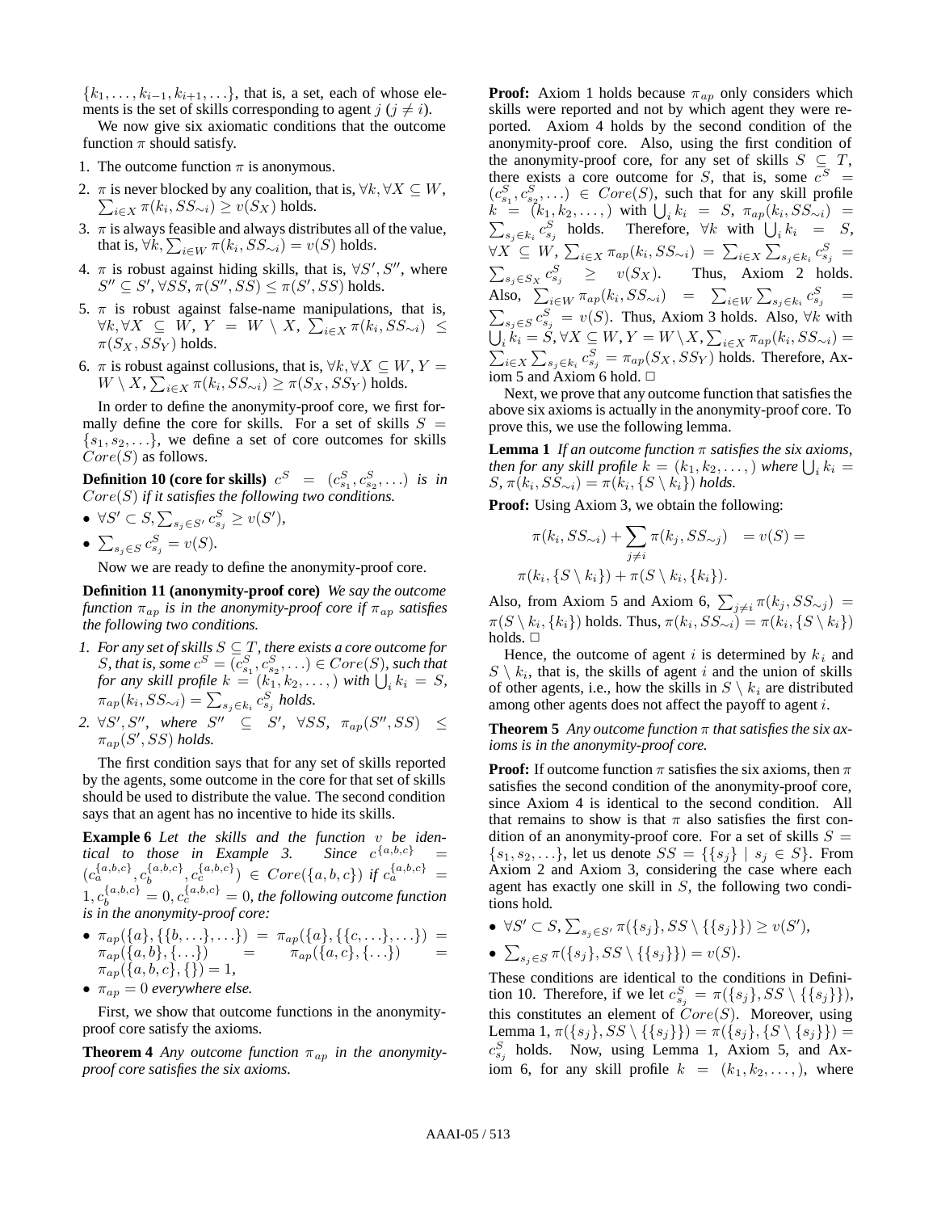$\{k_1, \ldots, k_{i-1}, k_{i+1}, \ldots\}$, that is, a set, each of whose elements is the set of skills corresponding to agent $j$ ($j \neq i$).

We now give six axiomatic conditions that the outcome function $\pi$ should satisfy.

1. The outcome function $\pi$ is anonymous.
2. $\pi$ is never blocked by any coalition, that is, $\forall k, \forall X \subseteq W$, $\sum_{i \in X} \pi(k_i, SS_{\sim i}) \geq v(S_X)$ holds.
3. $\pi$ is always feasible and always distributes all of the value, that is, $\forall k, \sum_{i \in W} \pi(k_i, SS_{\sim i}) = v(S)$ holds.
4. $\pi$ is robust against hiding skills, that is, $\forall S', S''$, where $S'' \subseteq S', \forall SS, \pi(S'', SS) \leq \pi(S', SS)$ holds.
5. $\pi$ is robust against false-name manipulations, that is, $\forall k, \forall X \subseteq W, Y = W \setminus X, \sum_{i \in X} \pi(k_i, SS_{\sim i}) \leq \pi(S_X, SS_Y)$ holds.
6. $\pi$ is robust against collusions, that is, $\forall k, \forall X \subseteq W, Y = W \setminus X, \sum_{i \in X} \pi(k_i, SS_{\sim i}) \geq \pi(S_X, SS_Y)$ holds.

In order to define the anonymity-proof core, we first formally define the core for skills. For a set of skills $S = \{s_1, s_2, \ldots\}$, we define a set of core outcomes for skills $Core(S)$ as follows.

**Definition 10 (core for skills)** *$c^S = (c^S_{s_1}, c^S_{s_2}, \ldots)$ is in $Core(S)$ if it satisfies the following two conditions.*

- $\forall S' \subset S, \sum_{s_j \in S'} c^S_{s_j} \geq v(S')$,
- $\sum_{s_j \in S} c^S_{s_j} = v(S)$.

Now we are ready to define the anonymity-proof core.

**Definition 11 (anonymity-proof core)** *We say the outcome function $\pi_{ap}$ is in the anonymity-proof core if $\pi_{ap}$ satisfies the following two conditions.*

1. *For any set of skills $S \subseteq T$, there exists a core outcome for $S$, that is, some $c^S = (c^S_{s_1}, c^S_{s_2}, \ldots) \in Core(S)$, such that for any skill profile $k = (k_1, k_2, \ldots,)$ with $\bigcup_i k_i = S$, $\pi_{ap}(k_i, SS_{\sim i}) = \sum_{s_j \in k_i} c^S_{s_j}$ holds.*
2. *$\forall S', S''$, where $S'' \subseteq S'$, $\forall SS$, $\pi_{ap}(S'', SS) \leq \pi_{ap}(S', SS)$ holds.*

The first condition says that for any set of skills reported by the agents, some outcome in the core for that set of skills should be used to distribute the value. The second condition says that an agent has no incentive to hide its skills.

**Example 6** *Let the skills and the function $v$ be identical to those in Example 3. Since $c^{\{a,b,c\}} = (c^{\{a,b,c\}}_a, c^{\{a,b,c\}}_b, c^{\{a,b,c\}}_c) \in Core(\{a,b,c\})$ if $c^{\{a,b,c\}}_a = 1, c^{\{a,b,c\}}_b = 0, c^{\{a,b,c\}}_c = 0$, the following outcome function is in the anonymity-proof core:*

- $\pi_{ap}(\{a\}, \{\{b, \ldots\}, \ldots\}) = \pi_{ap}(\{a\}, \{\{c, \ldots\}, \ldots\}) = \pi_{ap}(\{a, b\}, \{\ldots\}) = \pi_{ap}(\{a, c\}, \{\ldots\}) = \pi_{ap}(\{a, b, c\}, \{\}) = 1$,
- *$\pi_{ap} = 0$ everywhere else.*

First, we show that outcome functions in the anonymity-proof core satisfy the axioms.

**Theorem 4** *Any outcome function $\pi_{ap}$ in the anonymity-proof core satisfies the six axioms.*

**Proof:** Axiom 1 holds because $\pi_{ap}$ only considers which skills were reported and not by which agent they were reported. Axiom 4 holds by the second condition of the anonymity-proof core. Also, using the first condition of the anonymity-proof core, for any set of skills $S \subseteq T$, there exists a core outcome for $S$, that is, some $c^S = (c^S_{s_1}, c^S_{s_2}, \ldots) \in Core(S)$, such that for any skill profile $k = (k_1, k_2, \ldots,)$ with $\bigcup_i k_i = S$, $\pi_{ap}(k_i, SS_{\sim i}) = \sum_{s_j \in k_i} c^S_{s_j}$ holds. Therefore, $\forall k$ with $\bigcup_i k_i = S$, $\forall X \subseteq W$, $\sum_{i \in X} \pi_{ap}(k_i, SS_{\sim i}) = \sum_{i \in X} \sum_{s_j \in k_i} c^S_{s_j} = \sum_{s_j \in S_X} c^S_{s_j} \geq v(S_X)$. Thus, Axiom 2 holds. Also, $\sum_{i \in W} \pi_{ap}(k_i, SS_{\sim i}) = \sum_{i \in W} \sum_{s_j \in k_i} c^S_{s_j} = \sum_{s_j \in S} c^S_{s_j} = v(S)$. Thus, Axiom 3 holds. Also, $\forall k$ with $\bigcup_i k_i = S, \forall X \subseteq W, Y = W \setminus X, \sum_{i \in X} \pi_{ap}(k_i, SS_{\sim i}) = \sum_{i \in X} \sum_{s_j \in k_i} c^S_{s_j} = \pi_{ap}(S_X, SS_Y)$ holds. Therefore, Axiom 5 and Axiom 6 hold. □

Next, we prove that any outcome function that satisfies the above six axioms is actually in the anonymity-proof core. To prove this, we use the following lemma.

**Lemma 1** *If an outcome function $\pi$ satisfies the six axioms, then for any skill profile $k = (k_1, k_2, \ldots,)$ where $\bigcup_i k_i = S$, $\pi(k_i, SS_{\sim i}) = \pi(k_i, \{S \setminus k_i\})$ holds.*

**Proof:** Using Axiom 3, we obtain the following:

$$\pi(k_i, SS_{\sim i}) + \sum_{j \neq i} \pi(k_j, SS_{\sim j}) \quad = v(S) =$$

$$\pi(k_i, \{S \setminus k_i\}) + \pi(S \setminus k_i, \{k_i\}).$$

Also, from Axiom 5 and Axiom 6, $\sum_{j \neq i} \pi(k_j, SS_{\sim j}) = \pi(S \setminus k_i, \{k_i\})$ holds. Thus, $\pi(k_i, SS_{\sim i}) = \pi(k_i, \{S \setminus k_i\})$ holds. □

Hence, the outcome of agent $i$ is determined by $k_i$ and $S \setminus k_i$, that is, the skills of agent $i$ and the union of skills of other agents, i.e., how the skills in $S \setminus k_i$ are distributed among other agents does not affect the payoff to agent $i$.

**Theorem 5** *Any outcome function $\pi$ that satisfies the six axioms is in the anonymity-proof core.*

**Proof:** If outcome function $\pi$ satisfies the six axioms, then $\pi$ satisfies the second condition of the anonymity-proof core, since Axiom 4 is identical to the second condition. All that remains to show is that $\pi$ also satisfies the first condition of an anonymity-proof core. For a set of skills $S = \{s_1, s_2, \ldots\}$, let us denote $SS = \{\{s_j\} \mid s_j \in S\}$. From Axiom 2 and Axiom 3, considering the case where each agent has exactly one skill in $S$, the following two conditions hold.

- $\forall S' \subset S, \sum_{s_j \in S'} \pi(\{s_j\}, SS \setminus \{\{s_j\}\}) \geq v(S')$,
- $\sum_{s_j \in S} \pi(\{s_j\}, SS \setminus \{\{s_j\}\}) = v(S)$.

These conditions are identical to the conditions in Definition 10. Therefore, if we let $c^S_{s_j} = \pi(\{s_j\}, SS \setminus \{\{s_j\}\})$, this constitutes an element of $Core(S)$. Moreover, using Lemma 1, $\pi(\{s_j\}, SS \setminus \{\{s_j\}\}) = \pi(\{s_j\}, \{S \setminus \{s_j\}\}) = c^S_{s_j}$ holds. Now, using Lemma 1, Axiom 5, and Axiom 6, for any skill profile $k = (k_1, k_2, \ldots,)$, where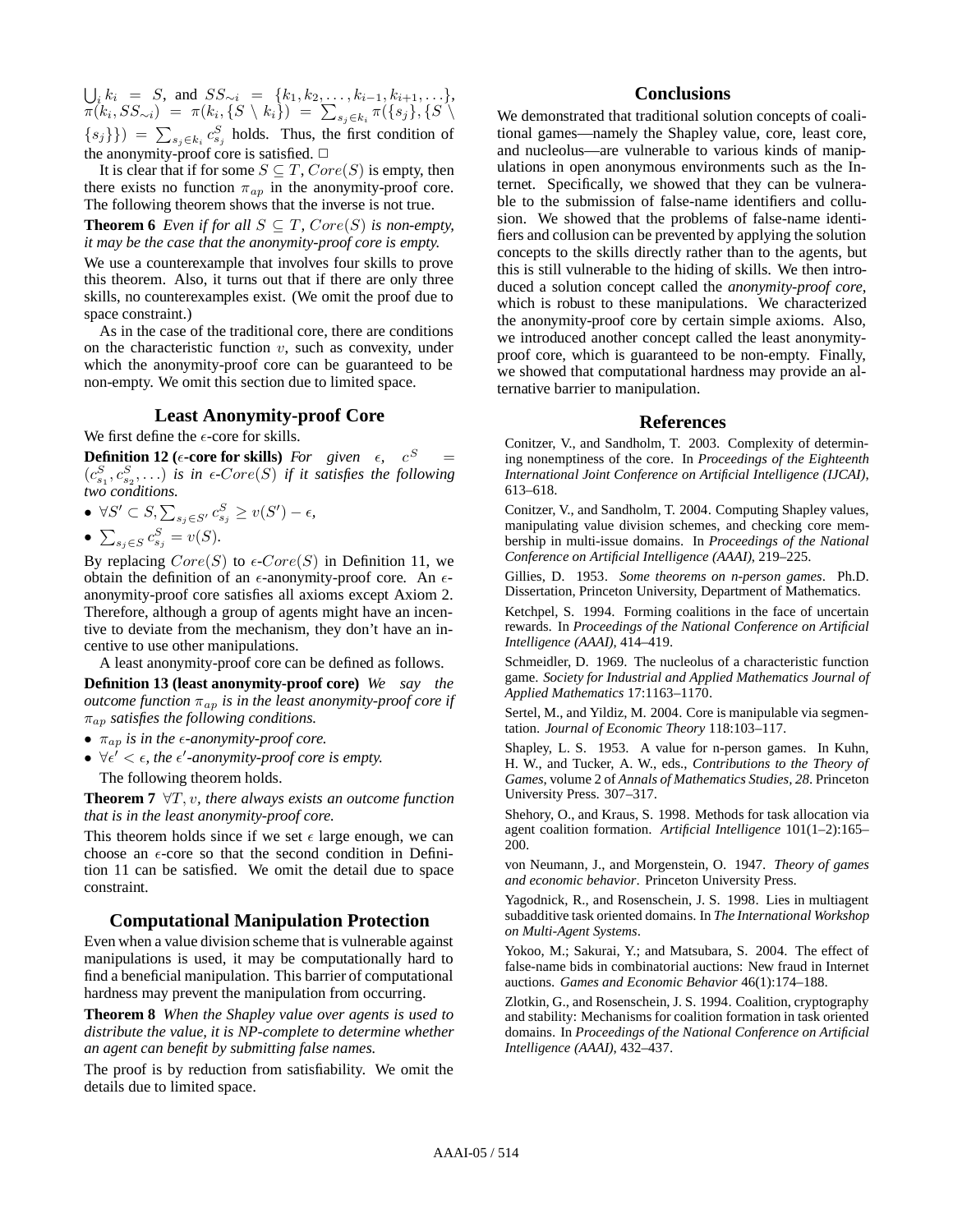$\bigcup_i k_i = S$, and $SS_{\sim i} = \{k_1, k_2, \ldots, k_{i-1}, k_{i+1}, \ldots\}$, $\pi(k_i, SS_{\sim i}) = \pi(k_i, \{S \setminus k_i\}) = \sum_{s_j \in k_i} \pi(\{s_j\}, \{S \setminus \{s_j\}\}) = \sum_{s_j \in k_i} c^S_{s_j}$ holds. Thus, the first condition of the anonymity-proof core is satisfied. □

It is clear that if for some $S \subseteq T$, $Core(S)$ is empty, then there exists no function $\pi_{ap}$ in the anonymity-proof core. The following theorem shows that the inverse is not true.

**Theorem 6** *Even if for all $S \subseteq T$, $Core(S)$ is non-empty, it may be the case that the anonymity-proof core is empty.*

We use a counterexample that involves four skills to prove this theorem. Also, it turns out that if there are only three skills, no counterexamples exist. (We omit the proof due to space constraint.)

As in the case of the traditional core, there are conditions on the characteristic function $v$, such as convexity, under which the anonymity-proof core can be guaranteed to be non-empty. We omit this section due to limited space.

## Least Anonymity-proof Core

We first define the $\epsilon$-core for skills.

**Definition 12 ($\epsilon$-core for skills)** *For given $\epsilon$, $c^S = (c^S_{s_1}, c^S_{s_2}, \ldots)$ is in $\epsilon$-$Core(S)$ if it satisfies the following two conditions.*

- $\forall S' \subset S, \sum_{s_j \in S'} c^S_{s_j} \geq v(S') - \epsilon$,
- $\sum_{s_j \in S} c^S_{s_j} = v(S)$.

By replacing $Core(S)$ to $\epsilon$-$Core(S)$ in Definition 11, we obtain the definition of an $\epsilon$-anonymity-proof core. An $\epsilon$-anonymity-proof core satisfies all axioms except Axiom 2. Therefore, although a group of agents might have an incentive to deviate from the mechanism, they don't have an incentive to use other manipulations.

A least anonymity-proof core can be defined as follows.

**Definition 13 (least anonymity-proof core)** *We say the outcome function $\pi_{ap}$ is in the least anonymity-proof core if $\pi_{ap}$ satisfies the following conditions.*

- *$\pi_{ap}$ is in the $\epsilon$-anonymity-proof core.*
- *$\forall \epsilon' < \epsilon$, the $\epsilon'$-anonymity-proof core is empty.*

The following theorem holds.

**Theorem 7** *$\forall T, v$, there always exists an outcome function that is in the least anonymity-proof core.*

This theorem holds since if we set $\epsilon$ large enough, we can choose an $\epsilon$-core so that the second condition in Definition 11 can be satisfied. We omit the detail due to space constraint.

## Computational Manipulation Protection

Even when a value division scheme that is vulnerable against manipulations is used, it may be computationally hard to find a beneficial manipulation. This barrier of computational hardness may prevent the manipulation from occurring.

**Theorem 8** *When the Shapley value over agents is used to distribute the value, it is NP-complete to determine whether an agent can benefit by submitting false names.*

The proof is by reduction from satisfiability. We omit the details due to limited space.

## Conclusions

We demonstrated that traditional solution concepts of coalitional games—namely the Shapley value, core, least core, and nucleolus—are vulnerable to various kinds of manipulations in open anonymous environments such as the Internet. Specifically, we showed that they can be vulnerable to the submission of false-name identifiers and collusion. We showed that the problems of false-name identifiers and collusion can be prevented by applying the solution concepts to the skills directly rather than to the agents, but this is still vulnerable to the hiding of skills. We then introduced a solution concept called the *anonymity-proof core*, which is robust to these manipulations. We characterized the anonymity-proof core by certain simple axioms. Also, we introduced another concept called the least anonymity-proof core, which is guaranteed to be non-empty. Finally, we showed that computational hardness may provide an alternative barrier to manipulation.

## References

Conitzer, V., and Sandholm, T. 2003. Complexity of determining nonemptiness of the core. In *Proceedings of the Eighteenth International Joint Conference on Artificial Intelligence (IJCAI)*, 613–618.

Conitzer, V., and Sandholm, T. 2004. Computing Shapley values, manipulating value division schemes, and checking core membership in multi-issue domains. In *Proceedings of the National Conference on Artificial Intelligence (AAAI)*, 219–225.

Gillies, D. 1953. *Some theorems on n-person games*. Ph.D. Dissertation, Princeton University, Department of Mathematics.

Ketchpel, S. 1994. Forming coalitions in the face of uncertain rewards. In *Proceedings of the National Conference on Artificial Intelligence (AAAI)*, 414–419.

Schmeidler, D. 1969. The nucleolus of a characteristic function game. *Society for Industrial and Applied Mathematics Journal of Applied Mathematics* 17:1163–1170.

Sertel, M., and Yildiz, M. 2004. Core is manipulable via segmentation. *Journal of Economic Theory* 118:103–117.

Shapley, L. S. 1953. A value for n-person games. In Kuhn, H. W., and Tucker, A. W., eds., *Contributions to the Theory of Games*, volume 2 of *Annals of Mathematics Studies, 28*. Princeton University Press. 307–317.

Shehory, O., and Kraus, S. 1998. Methods for task allocation via agent coalition formation. *Artificial Intelligence* 101(1–2):165–200.

von Neumann, J., and Morgenstein, O. 1947. *Theory of games and economic behavior*. Princeton University Press.

Yagodnick, R., and Rosenschein, J. S. 1998. Lies in multiagent subadditive task oriented domains. In *The International Workshop on Multi-Agent Systems*.

Yokoo, M.; Sakurai, Y.; and Matsubara, S. 2004. The effect of false-name bids in combinatorial auctions: New fraud in Internet auctions. *Games and Economic Behavior* 46(1):174–188.

Zlotkin, G., and Rosenschein, J. S. 1994. Coalition, cryptography and stability: Mechanisms for coalition formation in task oriented domains. In *Proceedings of the National Conference on Artificial Intelligence (AAAI)*, 432–437.